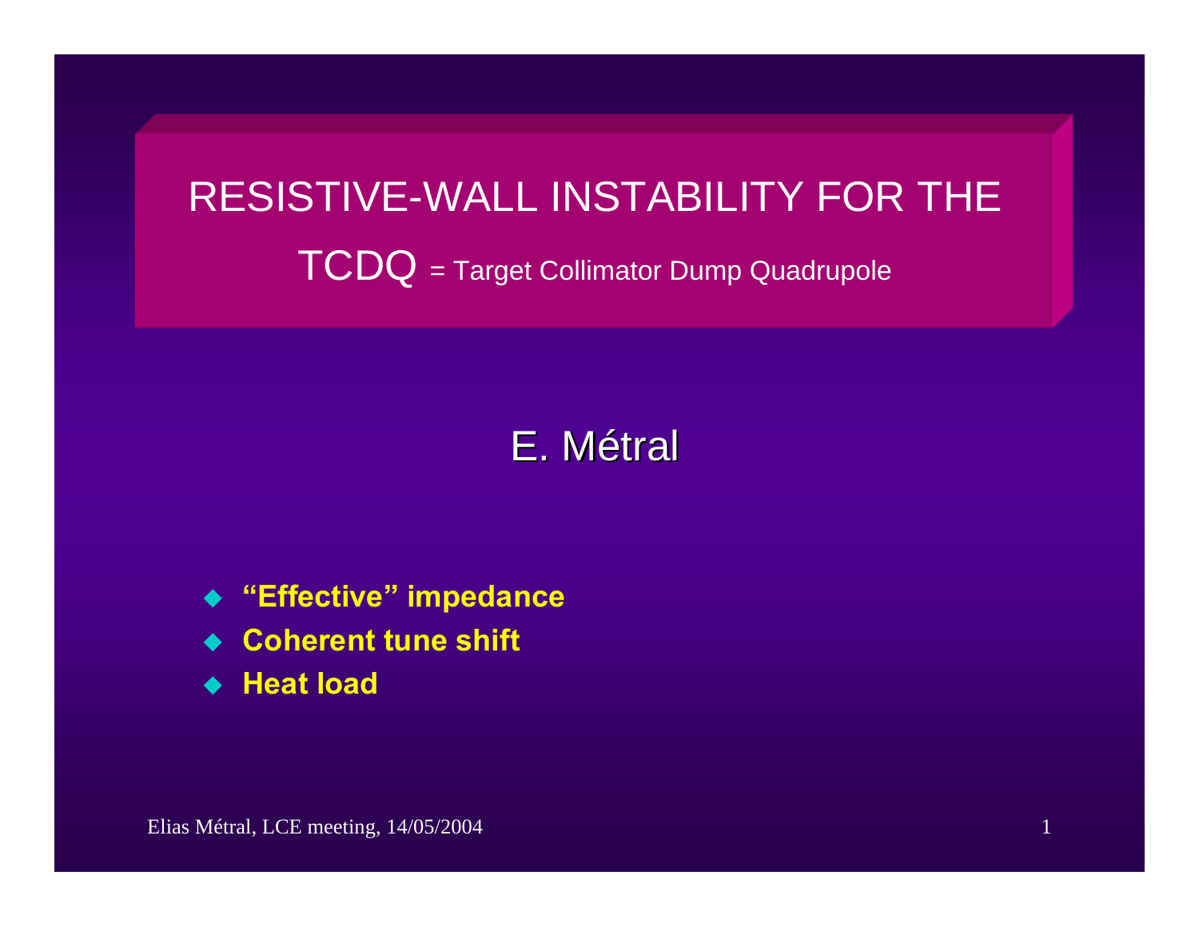# RESISTIVE-WALL INSTABILITY FOR THE TCDQ = Target Collimator Dump Quadrupole

E. Métral

- **"Effective" impedance**
- **Coherent tune shift**
- **Heat load**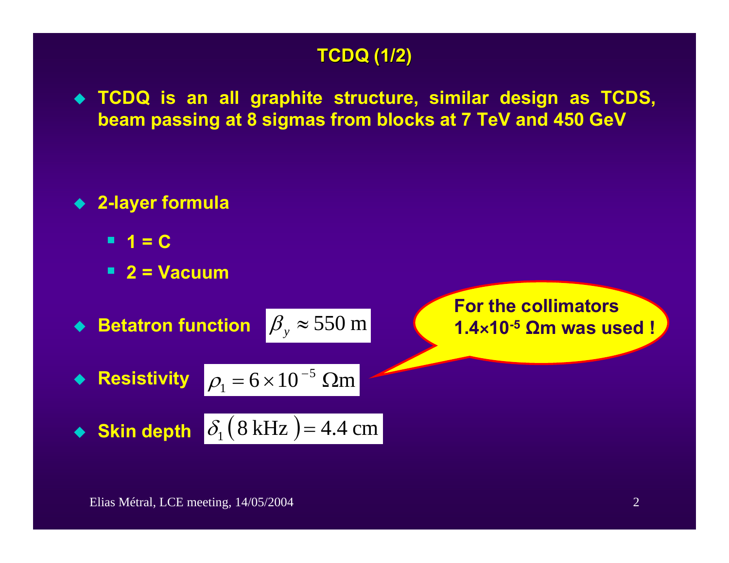# TCDQ (1/2)

- **TCDQ is an all graphite structure, similar design as TCDS, beam passing at 8 sigmas from blocks at 7 TeV and 450 GeV**

- **2-layer formula**
  - **1 = C**
  - **2 = Vacuum**

- **Betatron function** $\beta_y \approx 550 \text{ m}$

- **Resistivity** $\rho_1 = 6 \times 10^{-5} \ \Omega\text{m}$

- **Skin depth** $\delta_1 \left( 8 \text{ kHz} \right) = 4.4 \text{ cm}$

**For the collimators $1.4 \times 10^{-5}$ Ωm was used !**

Elias Métral, LCE meeting, 14/05/2004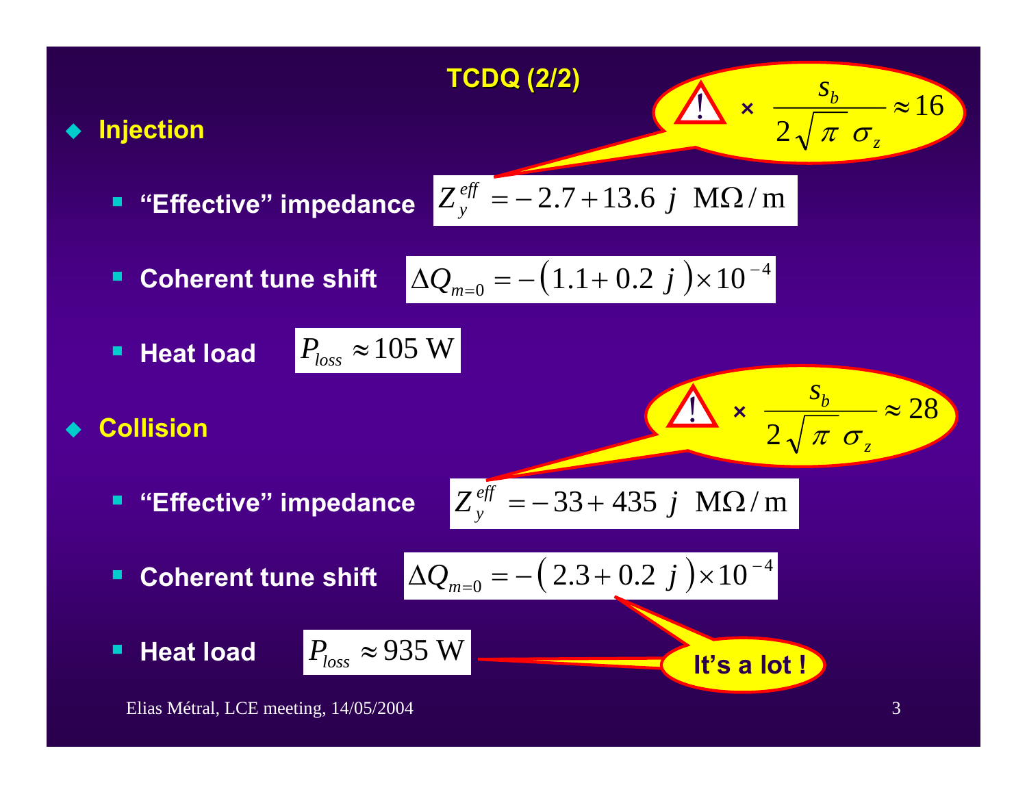# TCDQ (2/2)

- **Injection**
  - **"Effective" impedance** $Z_y^{eff} = -2.7 + 13.6\, j \;\; \mathrm{M\Omega/m}$

    ⚠ × $\dfrac{s_b}{2\sqrt{\pi}\,\sigma_z} \approx 16$

  - **Coherent tune shift** $\Delta Q_{m=0} = -\left(1.1 + 0.2\, j\right) \times 10^{-4}$
  - **Heat load** $P_{loss} \approx 105 \text{ W}$

- **Collision**
  - **"Effective" impedance** $Z_y^{eff} = -33 + 435\, j \;\; \mathrm{M\Omega/m}$

    ⚠ × $\dfrac{s_b}{2\sqrt{\pi}\,\sigma_z} \approx 28$

  - **Coherent tune shift** $\Delta Q_{m=0} = -\left(2.3 + 0.2\, j\right) \times 10^{-4}$
  - **Heat load** $P_{loss} \approx 935 \text{ W}$ — **It's a lot !**

Elias Métral, LCE meeting, 14/05/2004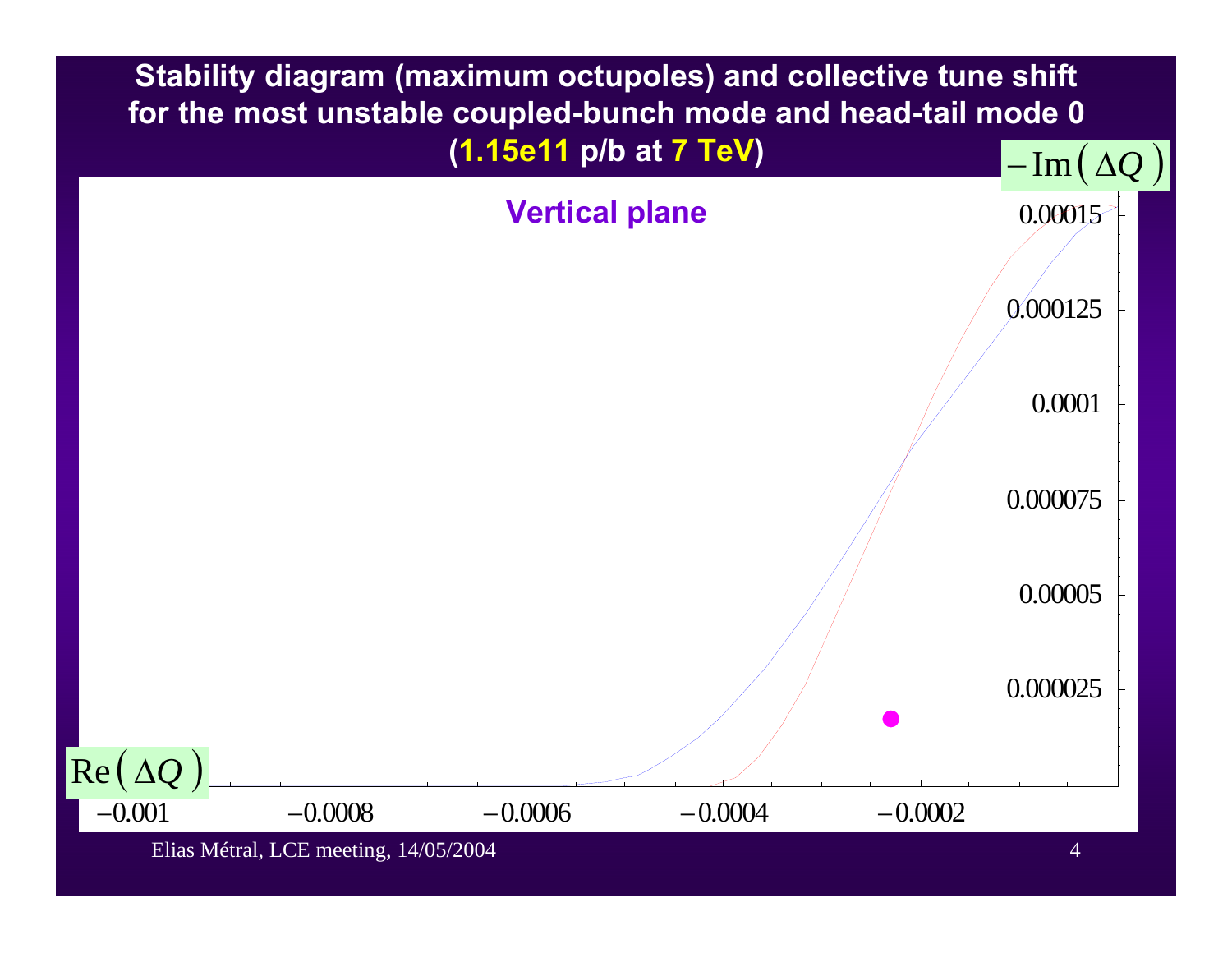# Stability diagram (maximum octupoles) and collective tune shift for the most unstable coupled-bunch mode and head-tail mode 0 (1.15e11 p/b at 7 TeV)

Vertical plane

$-\mathrm{Im}(\Delta Q)$

0.00015

0.000125

0.0001

0.000075

0.00005

0.000025

$\mathrm{Re}(\Delta Q)$

−0.001 −0.0008 −0.0006 −0.0004 −0.0002

Elias Métral, LCE meeting, 14/05/2004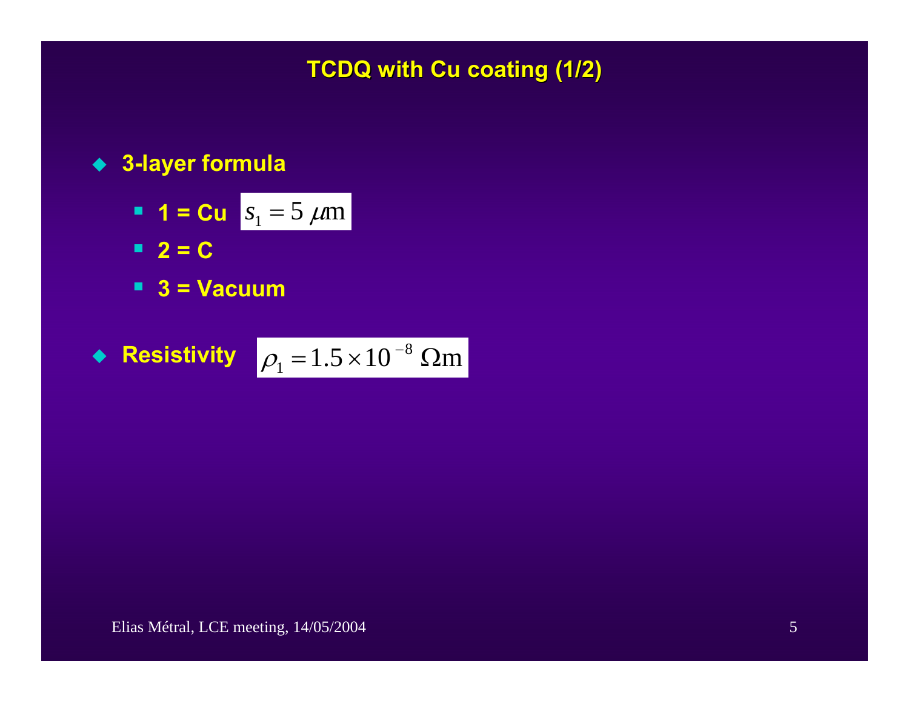# TCDQ with Cu coating (1/2)

- **3-layer formula**
  - **1 = Cu** $s_1 = 5\ \mu\text{m}$
  - **2 = C**
  - **3 = Vacuum**
- **Resistivity** $\rho_1 = 1.5 \times 10^{-8}\ \Omega\text{m}$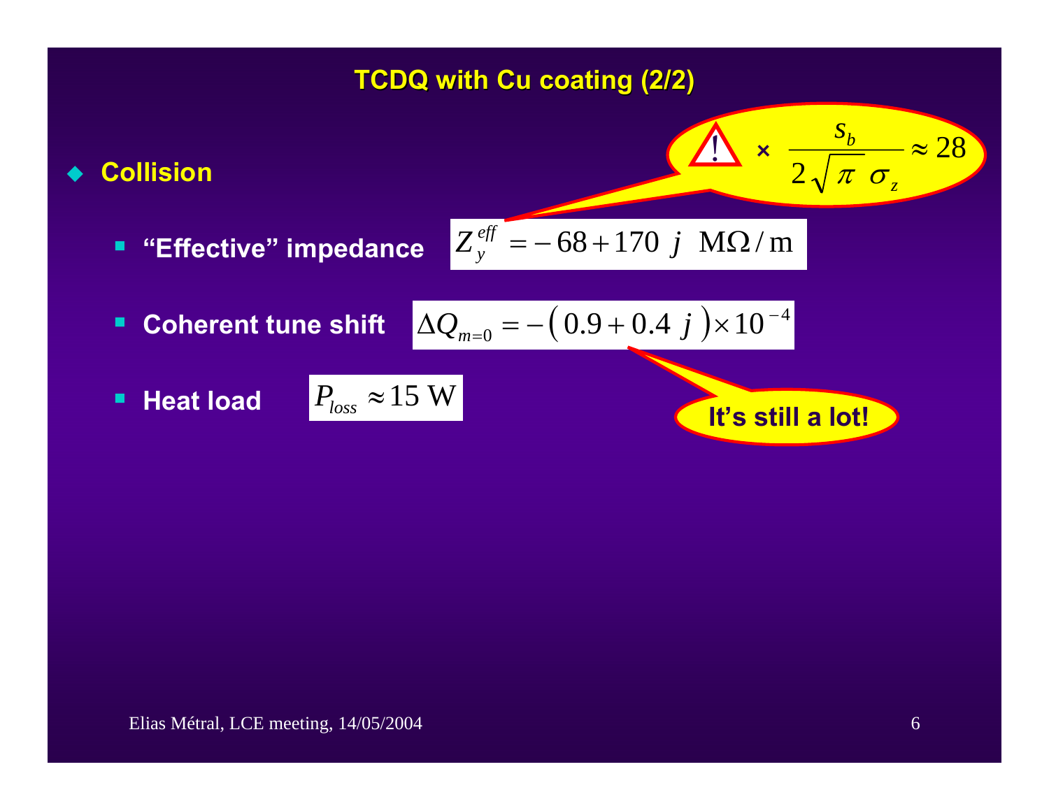# TCDQ with Cu coating (2/2)

- **Collision**

  - **"Effective" impedance** $Z_y^{eff} = -68 + 170\ j \ \ \mathrm{M\Omega / m}$

  ⚠ $\times \ \dfrac{s_b}{2\sqrt{\pi}\ \sigma_z} \approx 28$

  - **Coherent tune shift** $\Delta Q_{m=0} = -\left(0.9 + 0.4\ j\right) \times 10^{-4}$

  **It's still a lot!**

  - **Heat load** $P_{loss} \approx 15 \ \mathrm{W}$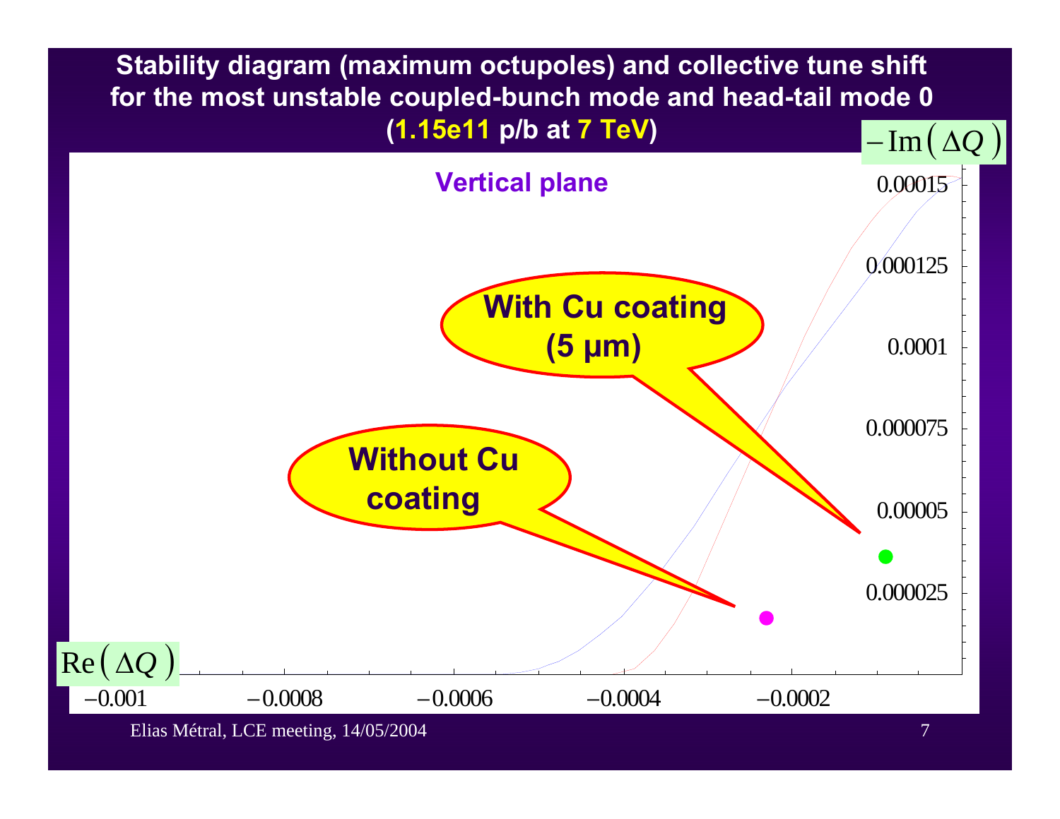# Stability diagram (maximum octupoles) and collective tune shift for the most unstable coupled-bunch mode and head-tail mode 0 (1.15e11 p/b at 7 TeV)

**Vertical plane**

$-\mathrm{Im}(\Delta Q)$

0.00015

0.000125

0.0001

0.000075

0.00005

0.000025

**With Cu coating (5 µm)**

**Without Cu coating**

$\mathrm{Re}(\Delta Q)$

−0.001 −0.0008 −0.0006 −0.0004 −0.0002

Elias Métral, LCE meeting, 14/05/2004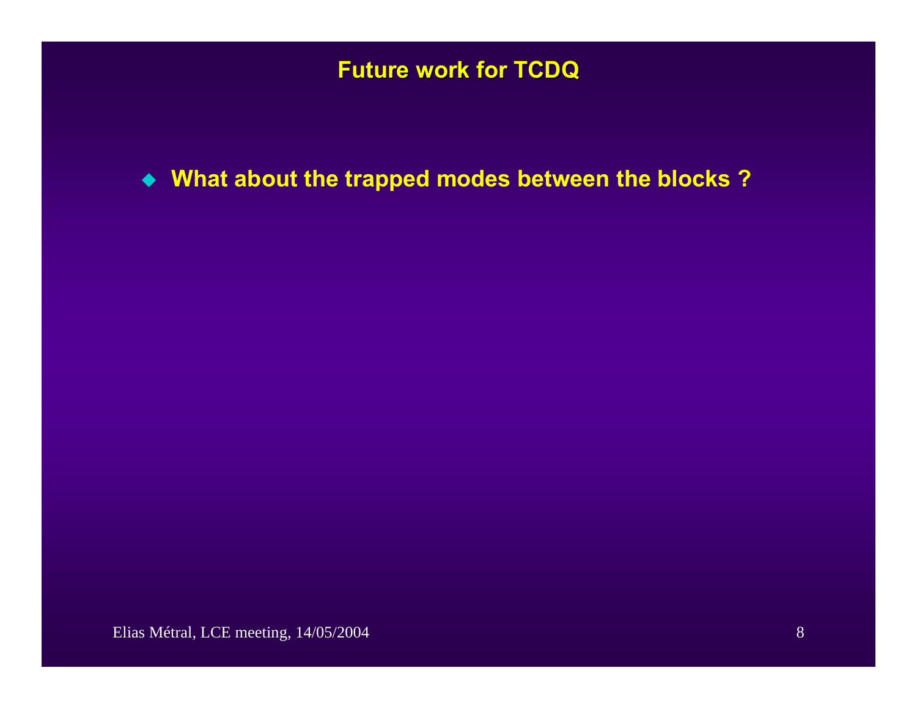# Future work for TCDQ

- **What about the trapped modes between the blocks ?**